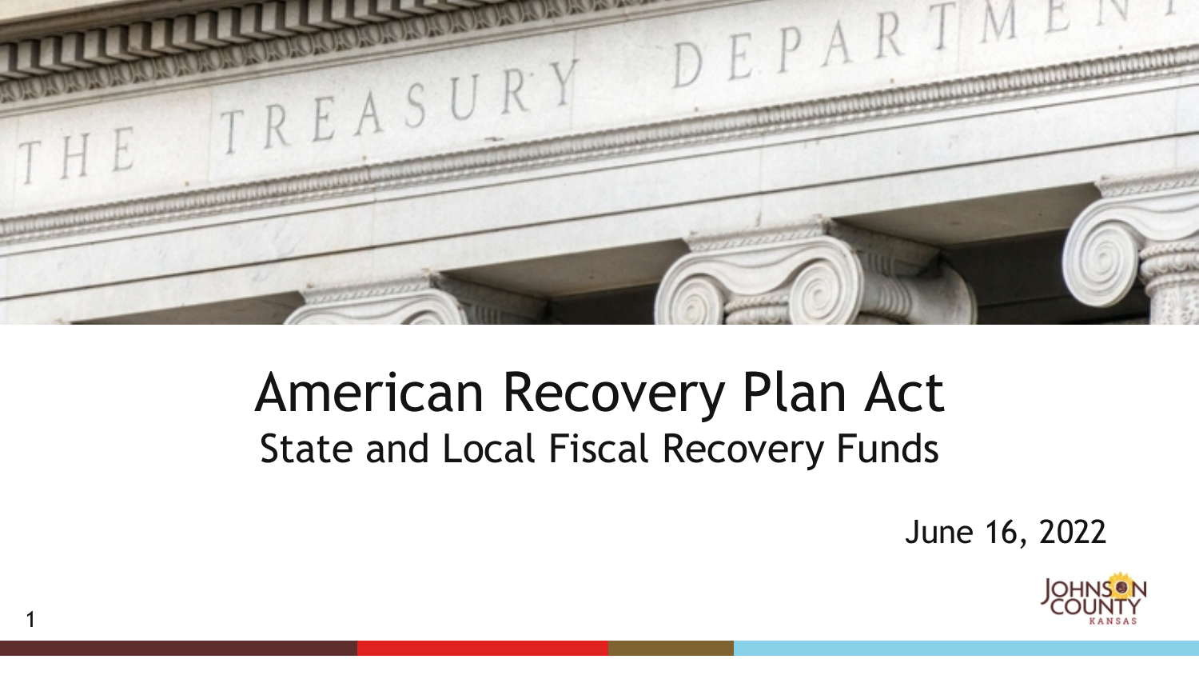# American Recovery Plan Act

## State and Local Fiscal Recovery Funds

June 16, 2022

JOHNSON COUNTY KANSAS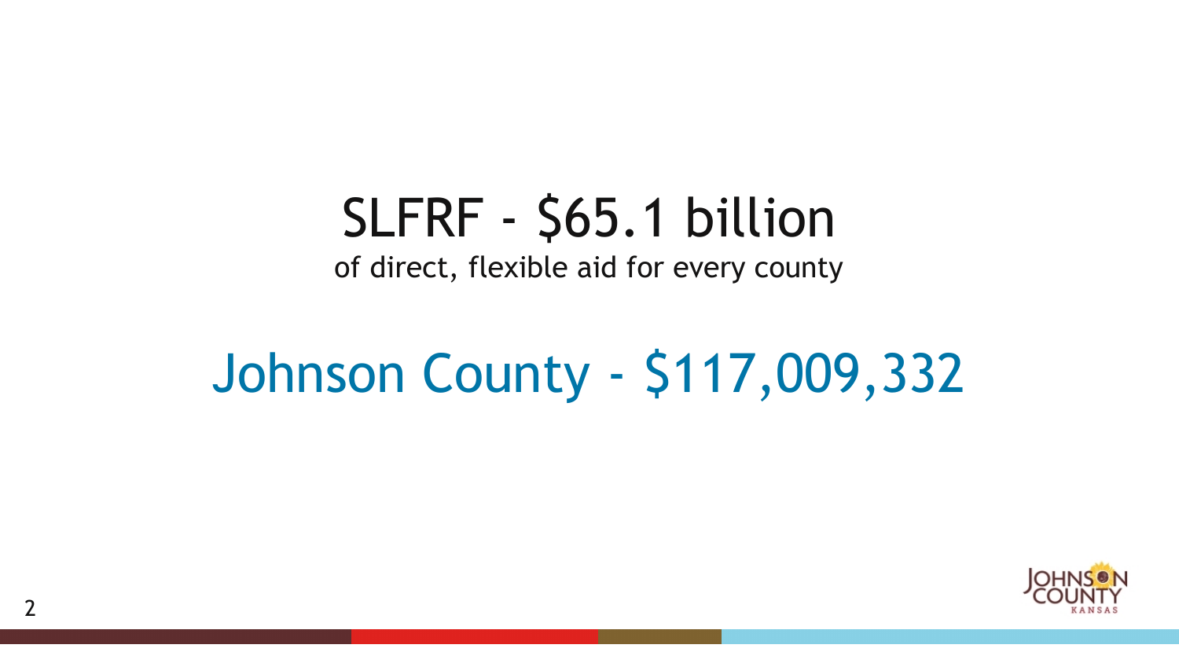# SLFRF - $65.1 billion

of direct, flexible aid for every county

## Johnson County - $117,009,332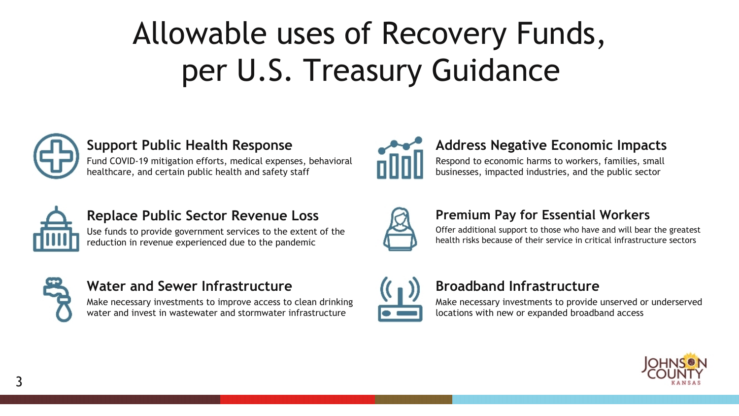# Allowable uses of Recovery Funds, per U.S. Treasury Guidance

### Support Public Health Response

Fund COVID-19 mitigation efforts, medical expenses, behavioral healthcare, and certain public health and safety staff

### Address Negative Economic Impacts

Respond to economic harms to workers, families, small businesses, impacted industries, and the public sector

### Replace Public Sector Revenue Loss

Use funds to provide government services to the extent of the reduction in revenue experienced due to the pandemic

### Premium Pay for Essential Workers

Offer additional support to those who have and will bear the greatest health risks because of their service in critical infrastructure sectors

### Water and Sewer Infrastructure

Make necessary investments to improve access to clean drinking water and invest in wastewater and stormwater infrastructure

### Broadband Infrastructure

Make necessary investments to provide unserved or underserved locations with new or expanded broadband access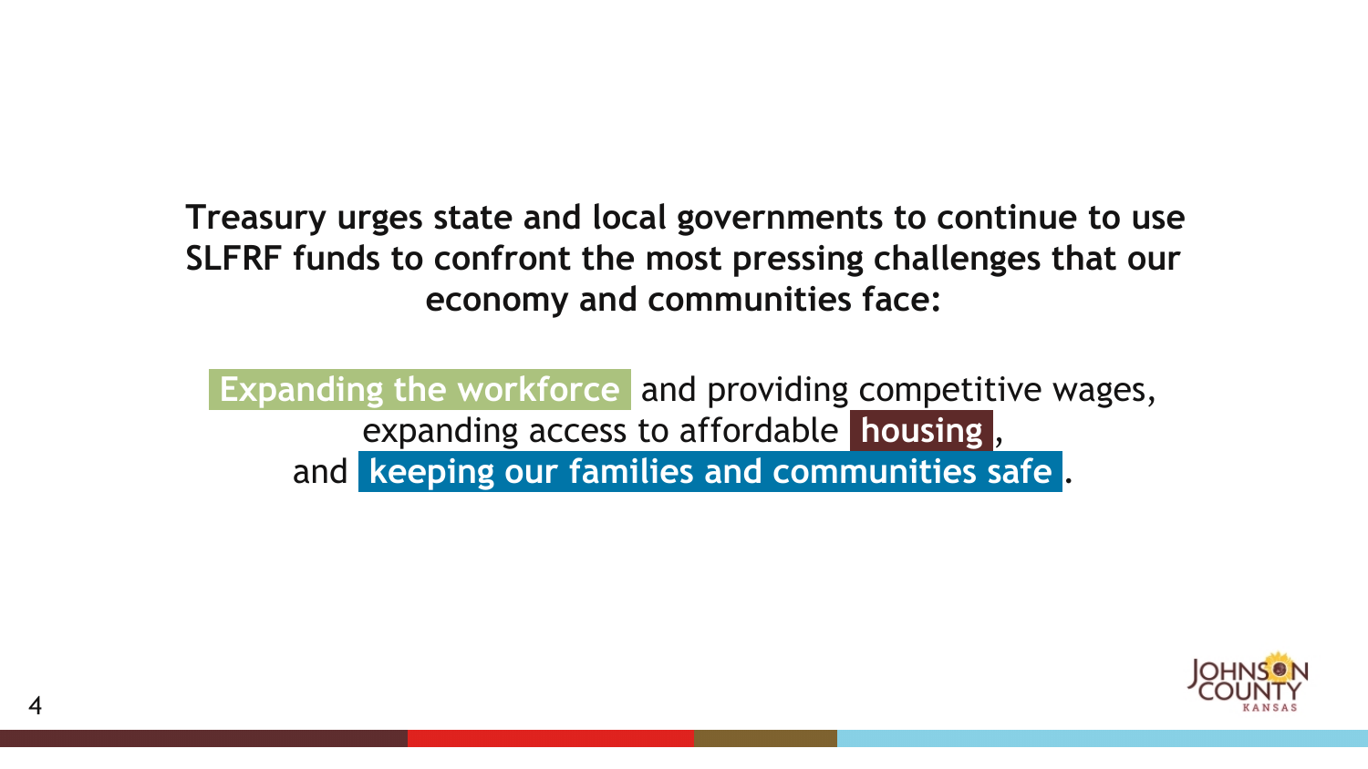**Treasury urges state and local governments to continue to use SLFRF funds to confront the most pressing challenges that our economy and communities face:**

**Expanding the workforce** and providing competitive wages, expanding access to affordable **housing**, and **keeping our families and communities safe**.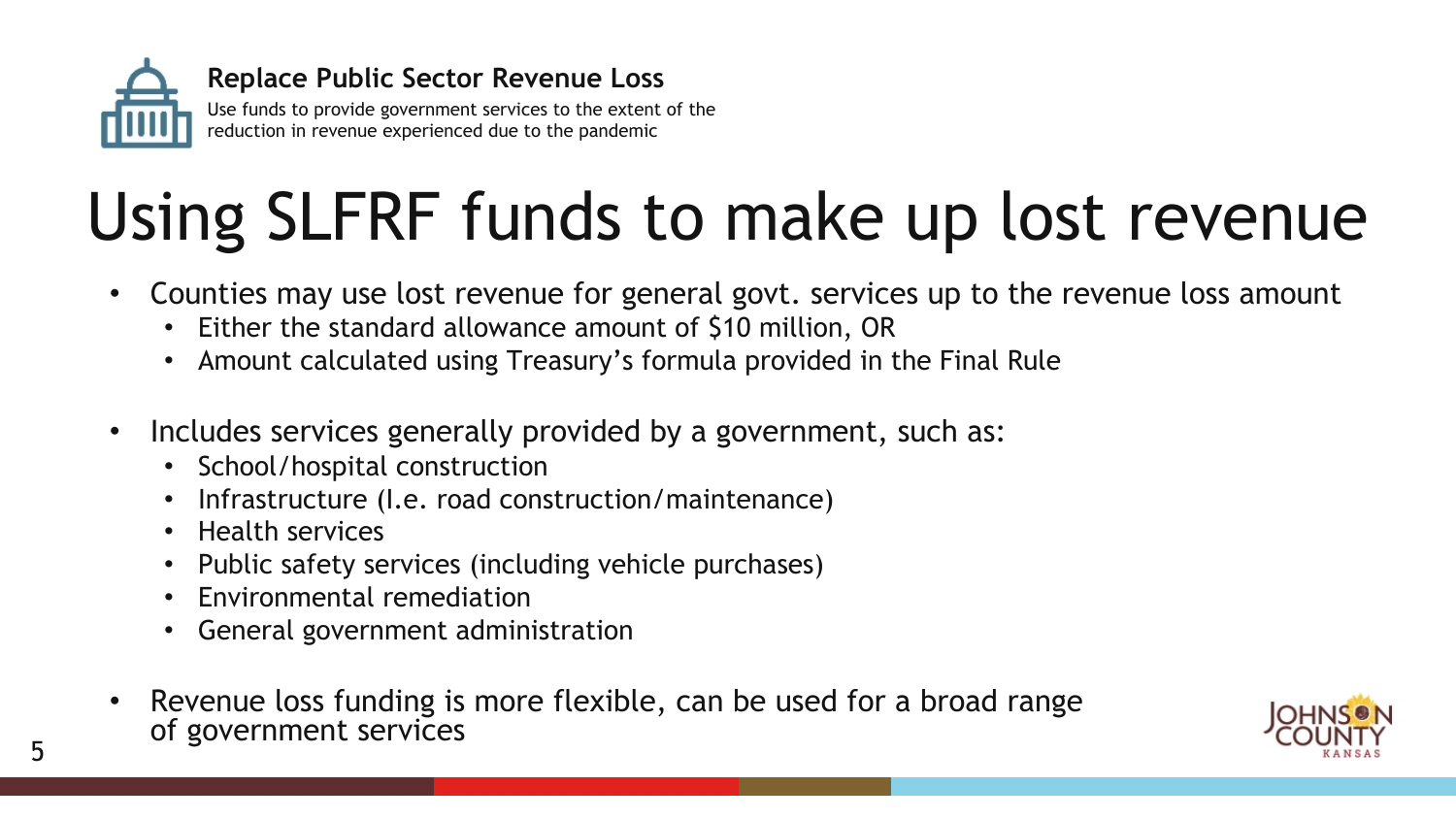**Replace Public Sector Revenue Loss**

Use funds to provide government services to the extent of the reduction in revenue experienced due to the pandemic

# Using SLFRF funds to make up lost revenue

- Counties may use lost revenue for general govt. services up to the revenue loss amount
  - Either the standard allowance amount of $10 million, OR
  - Amount calculated using Treasury's formula provided in the Final Rule

- Includes services generally provided by a government, such as:
  - School/hospital construction
  - Infrastructure (I.e. road construction/maintenance)
  - Health services
  - Public safety services (including vehicle purchases)
  - Environmental remediation
  - General government administration

- Revenue loss funding is more flexible, can be used for a broad range of government services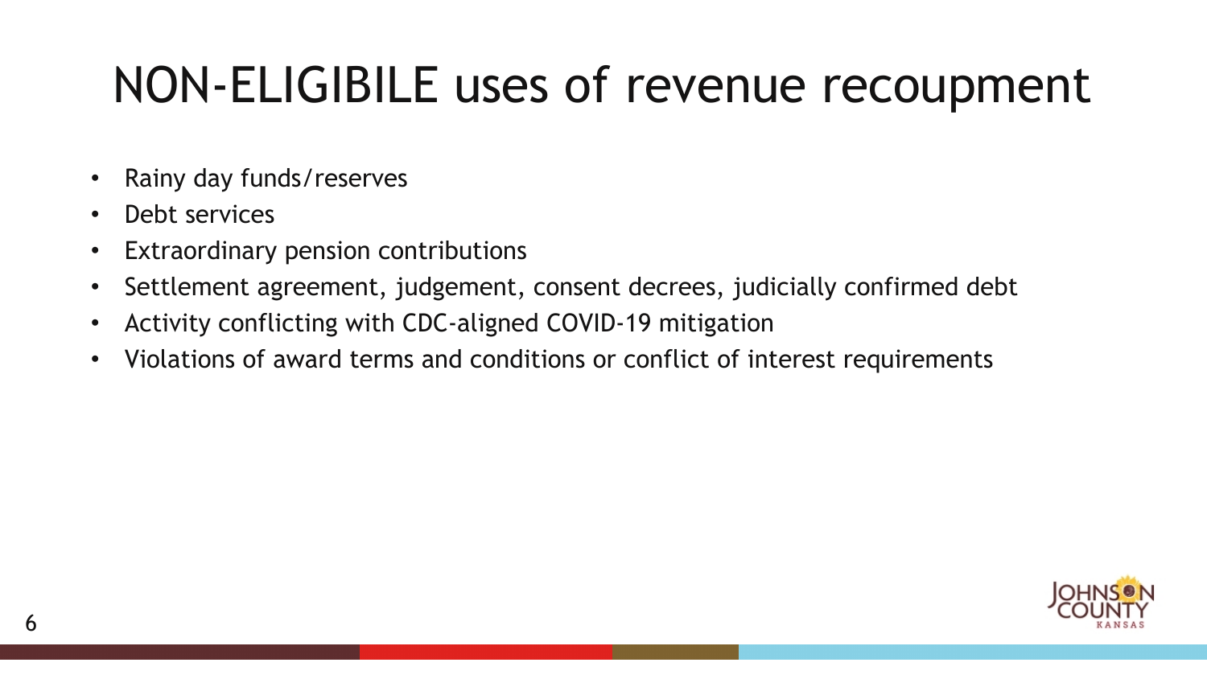# NON-ELIGIBILE uses of revenue recoupment

- Rainy day funds/reserves
- Debt services
- Extraordinary pension contributions
- Settlement agreement, judgement, consent decrees, judicially confirmed debt
- Activity conflicting with CDC-aligned COVID-19 mitigation
- Violations of award terms and conditions or conflict of interest requirements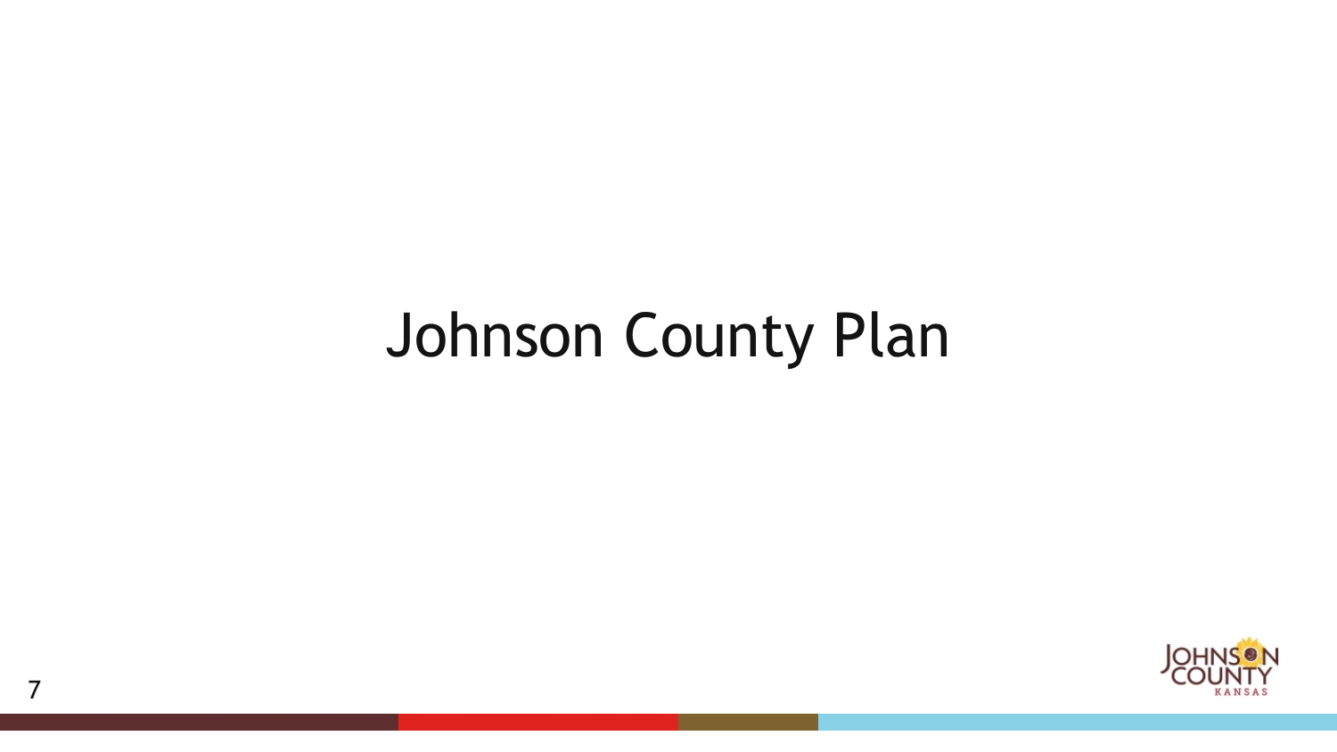# Johnson County Plan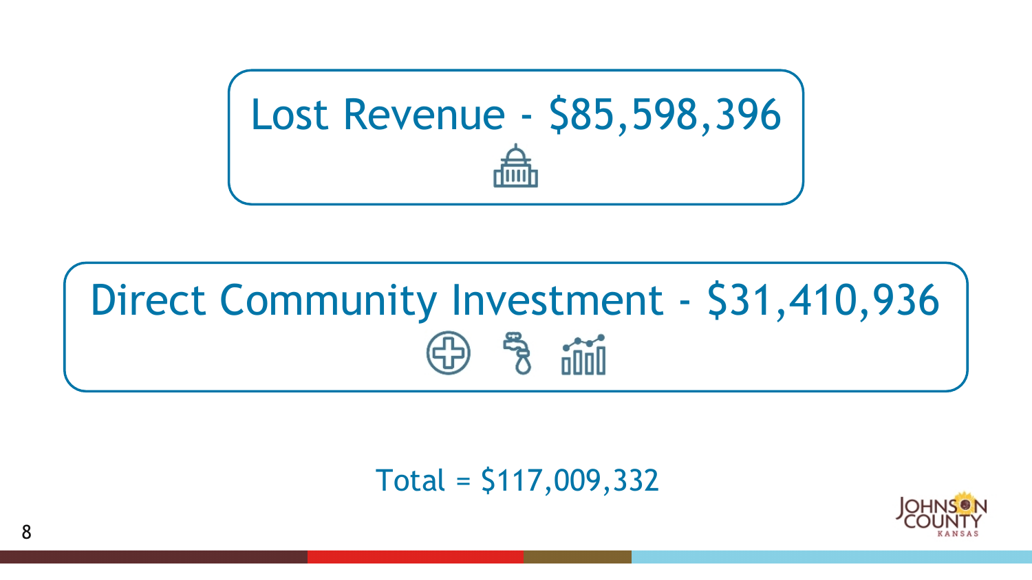Lost Revenue - $85,598,396

Direct Community Investment - $31,410,936

Total = $117,009,332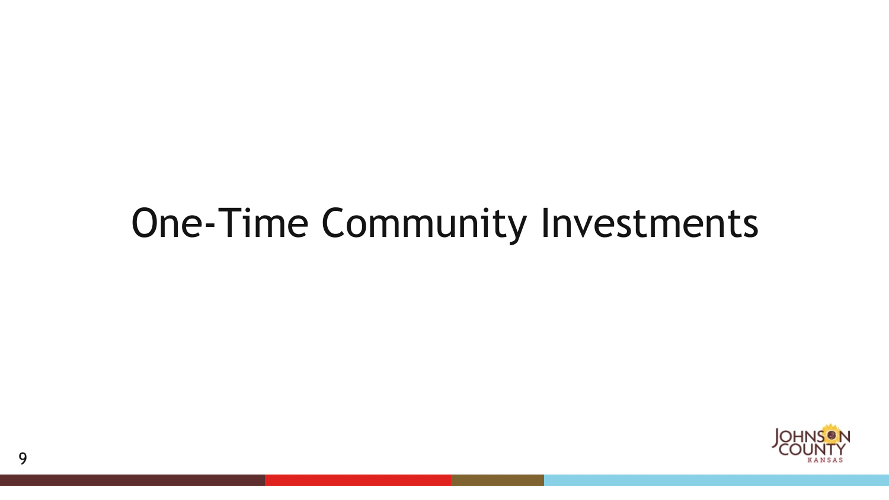# One-Time Community Investments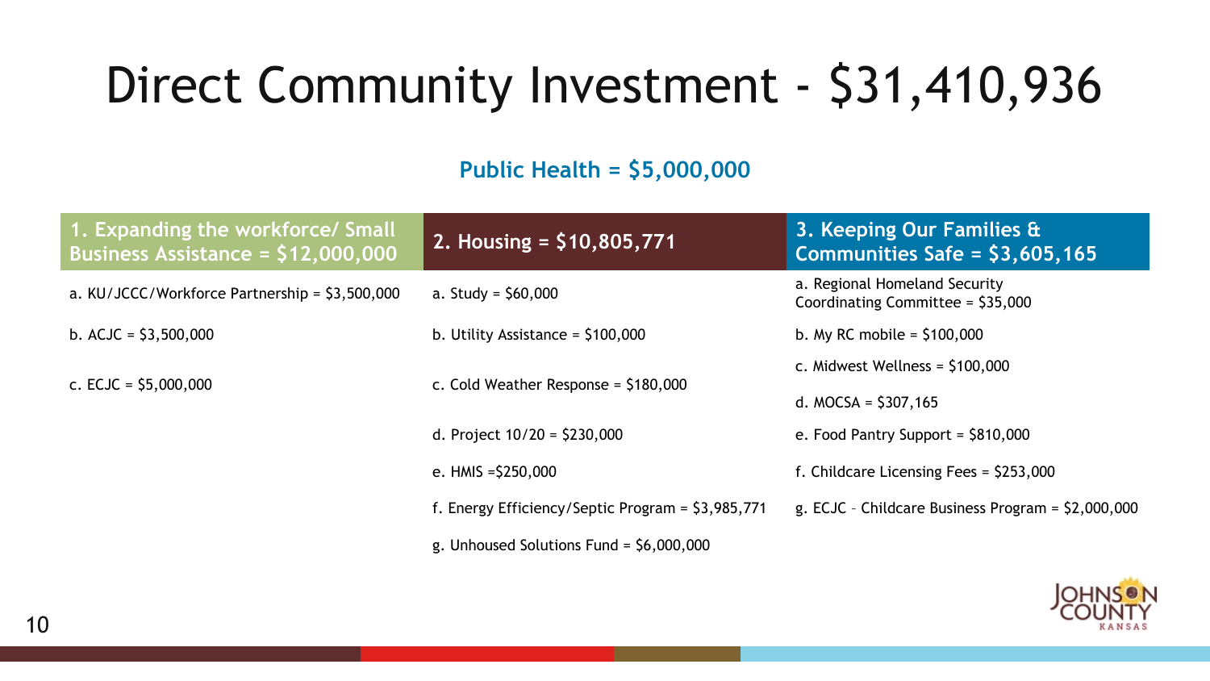# Direct Community Investment - $31,410,936

**Public Health = $5,000,000**

| 1. Expanding the workforce/ Small Business Assistance = $12,000,000 | 2. Housing = $10,805,771 | 3. Keeping Our Families & Communities Safe = $3,605,165 |
|---|---|---|
| a. KU/JCCC/Workforce Partnership = $3,500,000 | a. Study = $60,000 | a. Regional Homeland Security Coordinating Committee = $35,000 |
| b. ACJC = $3,500,000 | b. Utility Assistance = $100,000 | b. My RC mobile = $100,000 |
| c. ECJC = $5,000,000 | c. Cold Weather Response = $180,000 | c. Midwest Wellness = $100,000 |
| | | d. MOCSA = $307,165 |
| | d. Project 10/20 = $230,000 | e. Food Pantry Support = $810,000 |
| | e. HMIS =$250,000 | f. Childcare Licensing Fees = $253,000 |
| | f. Energy Efficiency/Septic Program = $3,985,771 | g. ECJC – Childcare Business Program = $2,000,000 |
| | g. Unhoused Solutions Fund = $6,000,000 | |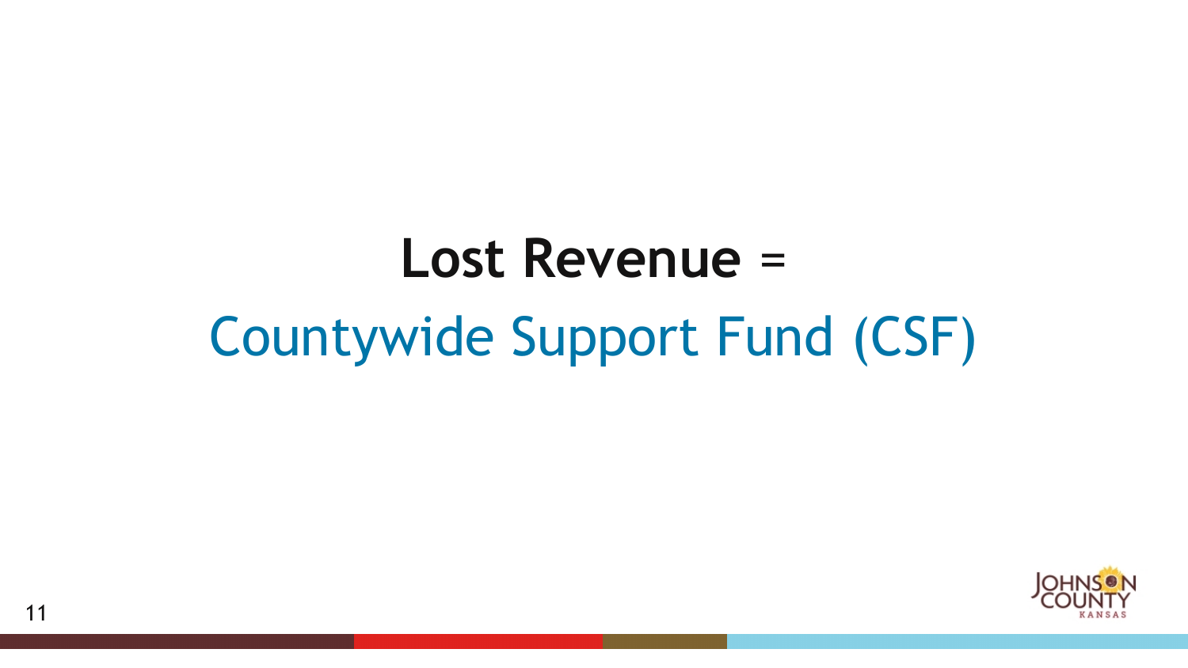# **Lost Revenue** = Countywide Support Fund (CSF)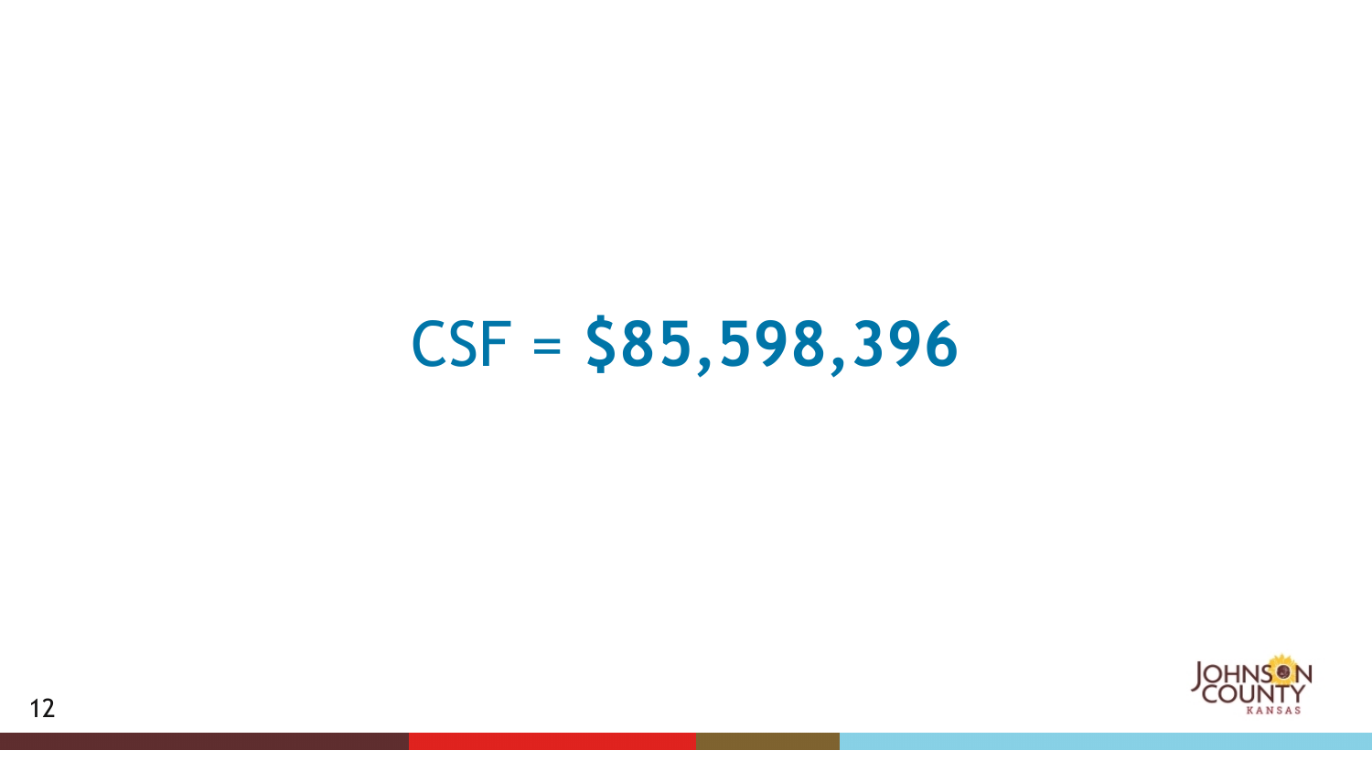CSF = **$85,598,396**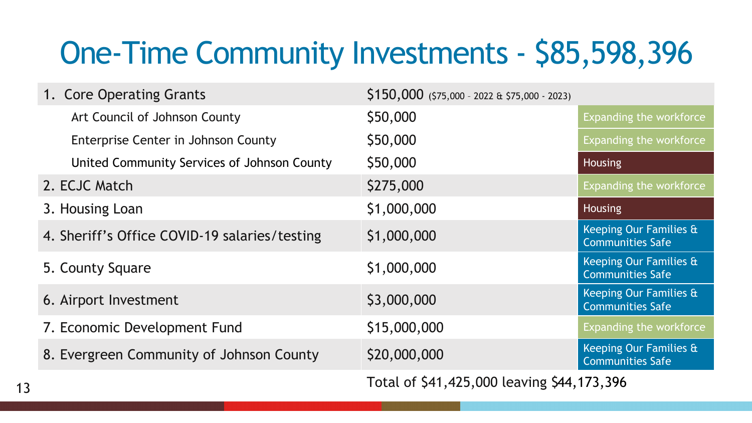# One-Time Community Investments - $85,598,396

| | | |
|---|---|---|
| 1. Core Operating Grants | $150,000 ($75,000 – 2022 & $75,000 - 2023) | |
| Art Council of Johnson County | $50,000 | Expanding the workforce |
| Enterprise Center in Johnson County | $50,000 | Expanding the workforce |
| United Community Services of Johnson County | $50,000 | Housing |
| 2. ECJC Match | $275,000 | Expanding the workforce |
| 3. Housing Loan | $1,000,000 | Housing |
| 4. Sheriff's Office COVID-19 salaries/testing | $1,000,000 | Keeping Our Families & Communities Safe |
| 5. County Square | $1,000,000 | Keeping Our Families & Communities Safe |
| 6. Airport Investment | $3,000,000 | Keeping Our Families & Communities Safe |
| 7. Economic Development Fund | $15,000,000 | Expanding the workforce |
| 8. Evergreen Community of Johnson County | $20,000,000 | Keeping Our Families & Communities Safe |
| | Total of $41,425,000 leaving $44,173,396 | |